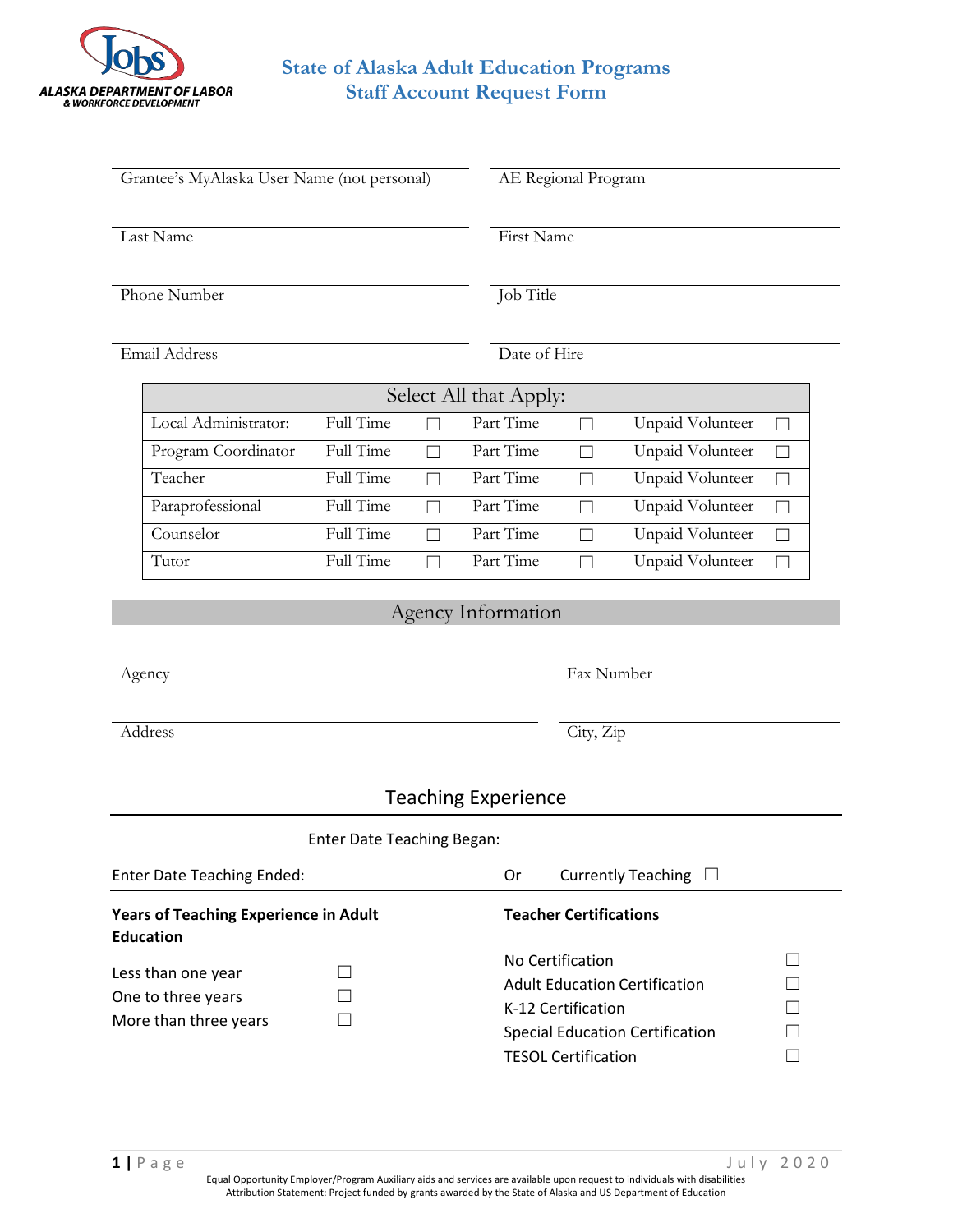# State of Alaska Adult Education Programs
# Staff Account Request Form

Grantee's MyAlaska User Name (not personal)

AE Regional Program

Last Name

First Name

Phone Number

Job Title

Email Address

Date of Hire

| Select All that Apply: | | | | | | |
|---|---|---|---|---|---|---|
| Local Administrator: | Full Time | ☐ | Part Time | ☐ | Unpaid Volunteer | ☐ |
| Program Coordinator | Full Time | ☐ | Part Time | ☐ | Unpaid Volunteer | ☐ |
| Teacher | Full Time | ☐ | Part Time | ☐ | Unpaid Volunteer | ☐ |
| Paraprofessional | Full Time | ☐ | Part Time | ☐ | Unpaid Volunteer | ☐ |
| Counselor | Full Time | ☐ | Part Time | ☐ | Unpaid Volunteer | ☐ |
| Tutor | Full Time | ☐ | Part Time | ☐ | Unpaid Volunteer | ☐ |

## Agency Information

Agency

Fax Number

Address

City, Zip

## Teaching Experience

Enter Date Teaching Began:

Enter Date Teaching Ended: Or Currently Teaching ☐

**Years of Teaching Experience in Adult Education**

- Less than one year ☐
- One to three years ☐
- More than three years ☐

**Teacher Certifications**

- No Certification ☐
- Adult Education Certification ☐
- K-12 Certification ☐
- Special Education Certification ☐
- TESOL Certification ☐

Equal Opportunity Employer/Program Auxiliary aids and services are available upon request to individuals with disabilities
Attribution Statement: Project funded by grants awarded by the State of Alaska and US Department of Education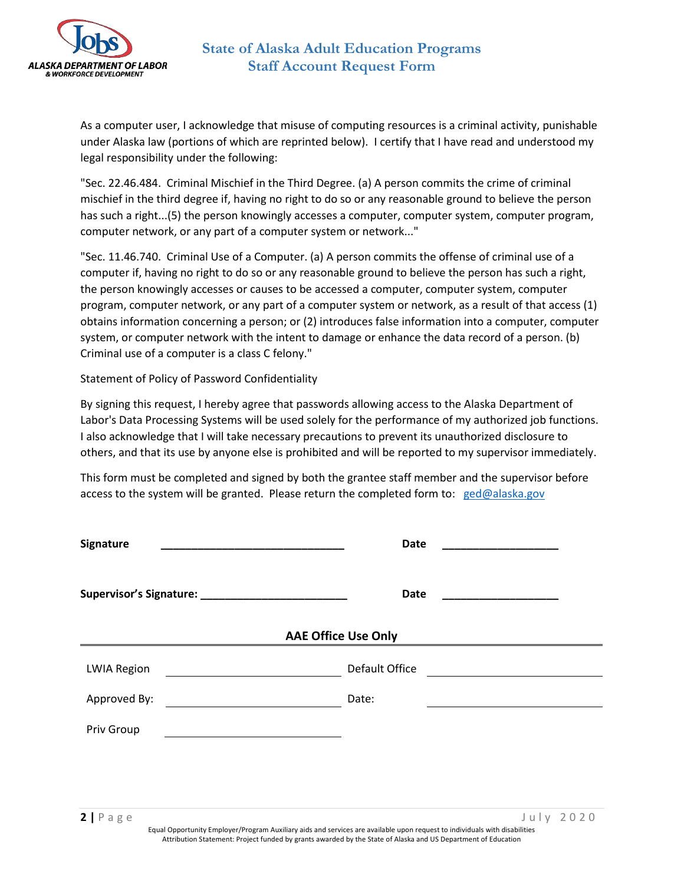# State of Alaska Adult Education Programs
## Staff Account Request Form

As a computer user, I acknowledge that misuse of computing resources is a criminal activity, punishable under Alaska law (portions of which are reprinted below). I certify that I have read and understood my legal responsibility under the following:

"Sec. 22.46.484. Criminal Mischief in the Third Degree. (a) A person commits the crime of criminal mischief in the third degree if, having no right to do so or any reasonable ground to believe the person has such a right...(5) the person knowingly accesses a computer, computer system, computer program, computer network, or any part of a computer system or network..."

"Sec. 11.46.740. Criminal Use of a Computer. (a) A person commits the offense of criminal use of a computer if, having no right to do so or any reasonable ground to believe the person has such a right, the person knowingly accesses or causes to be accessed a computer, computer system, computer program, computer network, or any part of a computer system or network, as a result of that access (1) obtains information concerning a person; or (2) introduces false information into a computer, computer system, or computer network with the intent to damage or enhance the data record of a person. (b) Criminal use of a computer is a class C felony."

Statement of Policy of Password Confidentiality

By signing this request, I hereby agree that passwords allowing access to the Alaska Department of Labor's Data Processing Systems will be used solely for the performance of my authorized job functions. I also acknowledge that I will take necessary precautions to prevent its unauthorized disclosure to others, and that its use by anyone else is prohibited and will be reported to my supervisor immediately.

This form must be completed and signed by both the grantee staff member and the supervisor before access to the system will be granted. Please return the completed form to: ged@alaska.gov

**Signature** ______________________________ **Date** ___________________

**Supervisor's Signature:** _______________________ **Date** ___________________

**AAE Office Use Only**

| | | | |
|---|---|---|---|
| LWIA Region | | Default Office | |
| Approved By: | | Date: | |
| Priv Group | | | |

Equal Opportunity Employer/Program Auxiliary aids and services are available upon request to individuals with disabilities
Attribution Statement: Project funded by grants awarded by the State of Alaska and US Department of Education